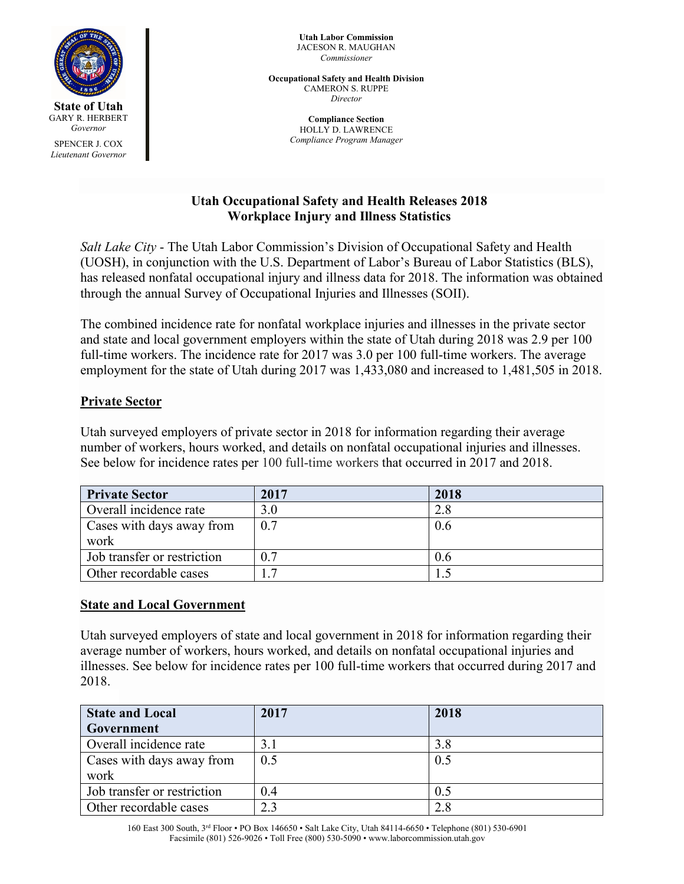**State of Utah**
GARY R. HERBERT
*Governor*

SPENCER J. COX
*Lieutenant Governor*

**Utah Labor Commission**
JACESON R. MAUGHAN
*Commissioner*

**Occupational Safety and Health Division**
CAMERON S. RUPPE
*Director*

**Compliance Section**
HOLLY D. LAWRENCE
*Compliance Program Manager*

# Utah Occupational Safety and Health Releases 2018 Workplace Injury and Illness Statistics

*Salt Lake City* - The Utah Labor Commission's Division of Occupational Safety and Health (UOSH), in conjunction with the U.S. Department of Labor's Bureau of Labor Statistics (BLS), has released nonfatal occupational injury and illness data for 2018. The information was obtained through the annual Survey of Occupational Injuries and Illnesses (SOII).

The combined incidence rate for nonfatal workplace injuries and illnesses in the private sector and state and local government employers within the state of Utah during 2018 was 2.9 per 100 full-time workers. The incidence rate for 2017 was 3.0 per 100 full-time workers. The average employment for the state of Utah during 2017 was 1,433,080 and increased to 1,481,505 in 2018.

## Private Sector

Utah surveyed employers of private sector in 2018 for information regarding their average number of workers, hours worked, and details on nonfatal occupational injuries and illnesses. See below for incidence rates per 100 full-time workers that occurred in 2017 and 2018.

| Private Sector | 2017 | 2018 |
|---|---|---|
| Overall incidence rate | 3.0 | 2.8 |
| Cases with days away from work | 0.7 | 0.6 |
| Job transfer or restriction | 0.7 | 0.6 |
| Other recordable cases | 1.7 | 1.5 |

## State and Local Government

Utah surveyed employers of state and local government in 2018 for information regarding their average number of workers, hours worked, and details on nonfatal occupational injuries and illnesses. See below for incidence rates per 100 full-time workers that occurred during 2017 and 2018.

| State and Local Government | 2017 | 2018 |
|---|---|---|
| Overall incidence rate | 3.1 | 3.8 |
| Cases with days away from work | 0.5 | 0.5 |
| Job transfer or restriction | 0.4 | 0.5 |
| Other recordable cases | 2.3 | 2.8 |

160 East 300 South, 3rd Floor • PO Box 146650 • Salt Lake City, Utah 84114-6650 • Telephone (801) 530-6901
Facsimile (801) 526-9026 • Toll Free (800) 530-5090 • www.laborcommission.utah.gov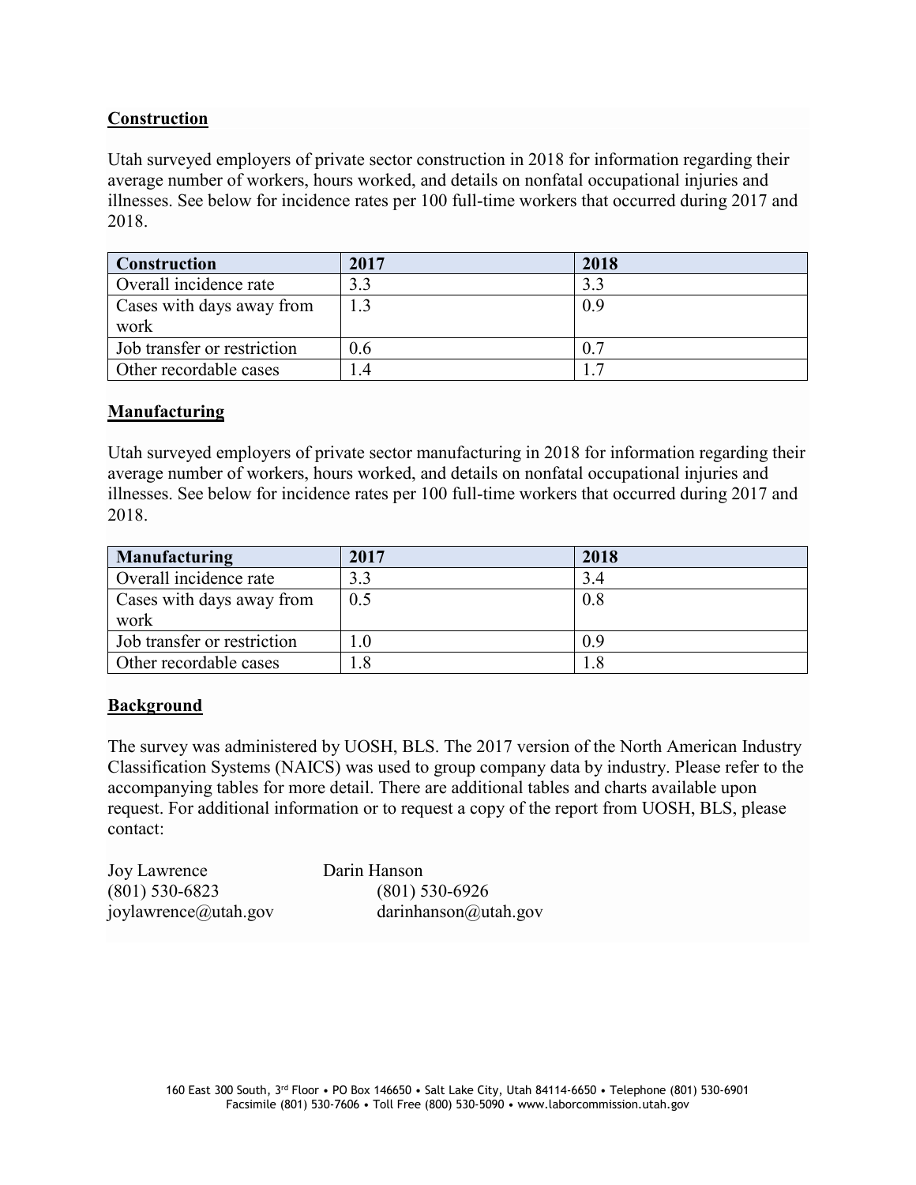**Construction**

Utah surveyed employers of private sector construction in 2018 for information regarding their average number of workers, hours worked, and details on nonfatal occupational injuries and illnesses. See below for incidence rates per 100 full-time workers that occurred during 2017 and 2018.

| Construction | 2017 | 2018 |
|---|---|---|
| Overall incidence rate | 3.3 | 3.3 |
| Cases with days away from work | 1.3 | 0.9 |
| Job transfer or restriction | 0.6 | 0.7 |
| Other recordable cases | 1.4 | 1.7 |

**Manufacturing**

Utah surveyed employers of private sector manufacturing in 2018 for information regarding their average number of workers, hours worked, and details on nonfatal occupational injuries and illnesses. See below for incidence rates per 100 full-time workers that occurred during 2017 and 2018.

| Manufacturing | 2017 | 2018 |
|---|---|---|
| Overall incidence rate | 3.3 | 3.4 |
| Cases with days away from work | 0.5 | 0.8 |
| Job transfer or restriction | 1.0 | 0.9 |
| Other recordable cases | 1.8 | 1.8 |

**Background**

The survey was administered by UOSH, BLS. The 2017 version of the North American Industry Classification Systems (NAICS) was used to group company data by industry. Please refer to the accompanying tables for more detail. There are additional tables and charts available upon request. For additional information or to request a copy of the report from UOSH, BLS, please contact:

Joy Lawrence
(801) 530-6823
joylawrence@utah.gov

Darin Hanson
(801) 530-6926
darinhanson@utah.gov

160 East 300 South, 3rd Floor • PO Box 146650 • Salt Lake City, Utah 84114-6650 • Telephone (801) 530-6901
Facsimile (801) 530-7606 • Toll Free (800) 530-5090 • www.laborcommission.utah.gov